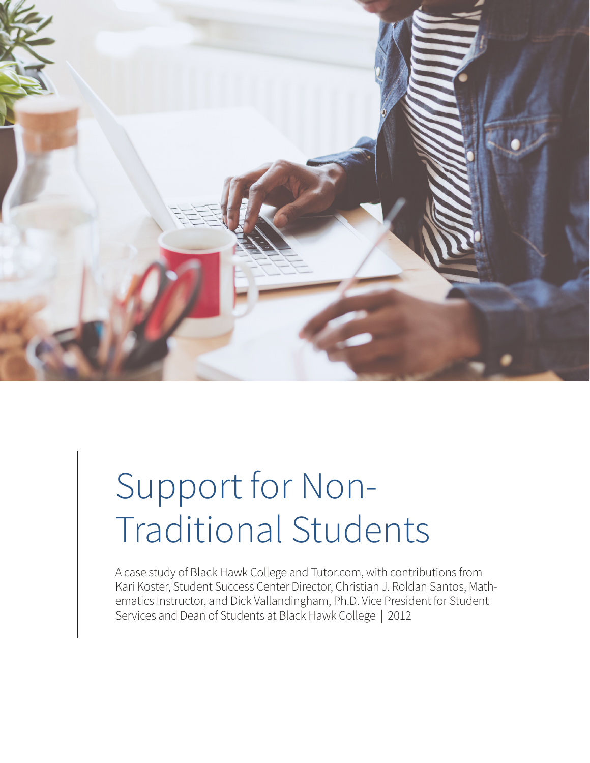# Support for Non-Traditional Students

A case study of Black Hawk College and Tutor.com, with contributions from Kari Koster, Student Success Center Director, Christian J. Roldan Santos, Mathematics Instructor, and Dick Vallandingham, Ph.D. Vice President for Student Services and Dean of Students at Black Hawk College | 2012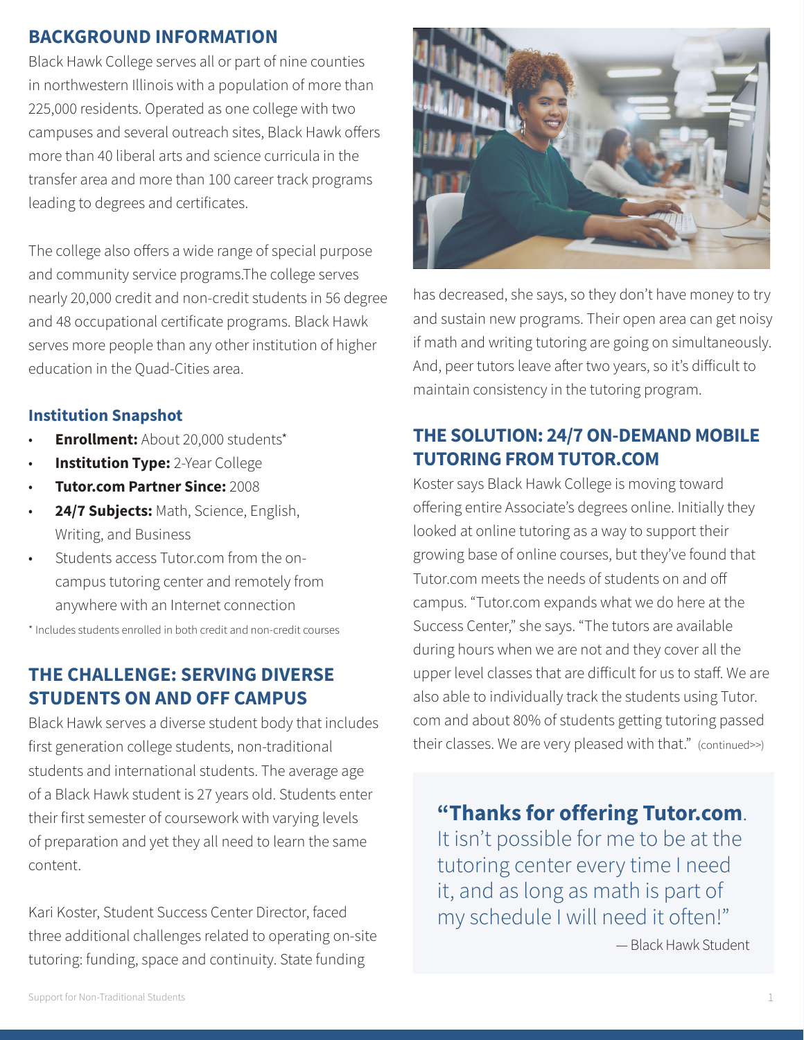## BACKGROUND INFORMATION

Black Hawk College serves all or part of nine counties in northwestern Illinois with a population of more than 225,000 residents. Operated as one college with two campuses and several outreach sites, Black Hawk offers more than 40 liberal arts and science curricula in the transfer area and more than 100 career track programs leading to degrees and certificates.

The college also offers a wide range of special purpose and community service programs.The college serves nearly 20,000 credit and non-credit students in 56 degree and 48 occupational certificate programs. Black Hawk serves more people than any other institution of higher education in the Quad-Cities area.

### Institution Snapshot

- **Enrollment:** About 20,000 students*
- **Institution Type:** 2-Year College
- **Tutor.com Partner Since:** 2008
- **24/7 Subjects:** Math, Science, English, Writing, and Business
- Students access Tutor.com from the on-campus tutoring center and remotely from anywhere with an Internet connection

\* Includes students enrolled in both credit and non-credit courses

## THE CHALLENGE: SERVING DIVERSE STUDENTS ON AND OFF CAMPUS

Black Hawk serves a diverse student body that includes first generation college students, non-traditional students and international students. The average age of a Black Hawk student is 27 years old. Students enter their first semester of coursework with varying levels of preparation and yet they all need to learn the same content.

Kari Koster, Student Success Center Director, faced three additional challenges related to operating on-site tutoring: funding, space and continuity. State funding has decreased, she says, so they don't have money to try and sustain new programs. Their open area can get noisy if math and writing tutoring are going on simultaneously. And, peer tutors leave after two years, so it's difficult to maintain consistency in the tutoring program.

## THE SOLUTION: 24/7 ON-DEMAND MOBILE TUTORING FROM TUTOR.COM

Koster says Black Hawk College is moving toward offering entire Associate's degrees online. Initially they looked at online tutoring as a way to support their growing base of online courses, but they've found that Tutor.com meets the needs of students on and off campus. "Tutor.com expands what we do here at the Success Center," she says. "The tutors are available during hours when we are not and they cover all the upper level classes that are difficult for us to staff. We are also able to individually track the students using Tutor.com and about 80% of students getting tutoring passed their classes. We are very pleased with that." (continued>>)

> **"Thanks for offering Tutor.com**. It isn't possible for me to be at the tutoring center every time I need it, and as long as math is part of my schedule I will need it often!"
>
> — Black Hawk Student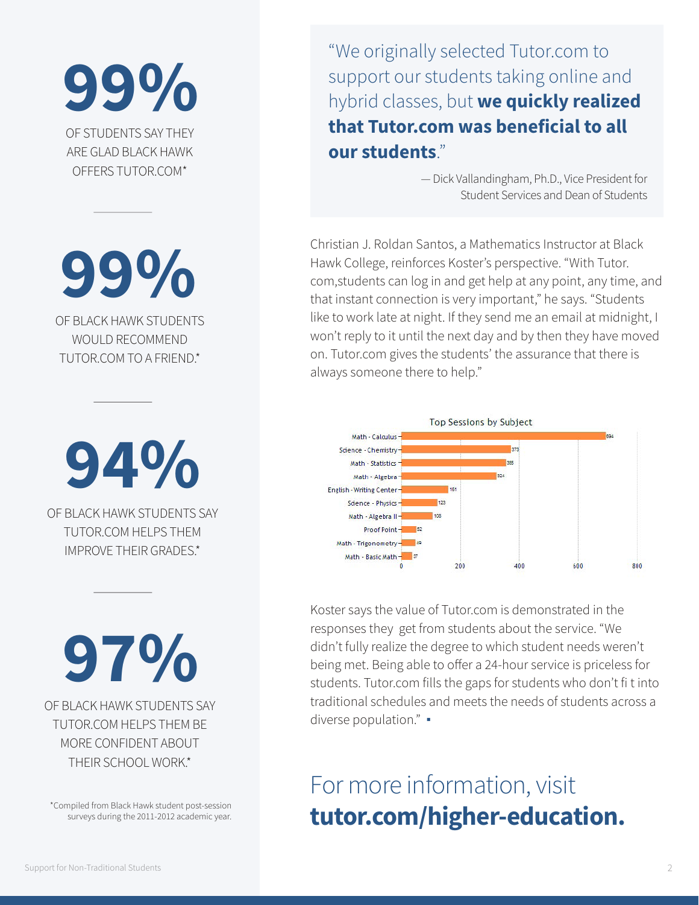# 99%

OF STUDENTS SAY THEY ARE GLAD BLACK HAWK OFFERS TUTOR.COM*

# 99%

OF BLACK HAWK STUDENTS WOULD RECOMMEND TUTOR.COM TO A FRIEND.*

# 94%

OF BLACK HAWK STUDENTS SAY TUTOR.COM HELPS THEM IMPROVE THEIR GRADES.*

# 97%

OF BLACK HAWK STUDENTS SAY TUTOR.COM HELPS THEM BE MORE CONFIDENT ABOUT THEIR SCHOOL WORK.*

*Compiled from Black Hawk student post-session surveys during the 2011-2012 academic year.

> "We originally selected Tutor.com to support our students taking online and hybrid classes, but **we quickly realized that Tutor.com was beneficial to all our students**."
>
> — Dick Vallandingham, Ph.D., Vice President for Student Services and Dean of Students

Christian J. Roldan Santos, a Mathematics Instructor at Black Hawk College, reinforces Koster's perspective. "With Tutor.com,students can log in and get help at any point, any time, and that instant connection is very important," he says. "Students like to work late at night. If they send me an email at midnight, I won't reply to it until the next day and by then they have moved on. Tutor.com gives the students' the assurance that there is always someone there to help."

Top Sessions by Subject

Math - Calculus 694
Science - Chemistry 373
Math - Statistics 355
Math - Algebra 324
English - Writing Center 161
Science - Physics 123
Math - Algebra II 108
Proof Point 52
Math - Trigonometry 49
Math - Basic Math 37

0 200 400 600 800

Koster says the value of Tutor.com is demonstrated in the responses they get from students about the service. "We didn't fully realize the degree to which student needs weren't being met. Being able to offer a 24-hour service is priceless for students. Tutor.com fills the gaps for students who don't fi t into traditional schedules and meets the needs of students across a diverse population." ▪

## For more information, visit **tutor.com/higher-education.**